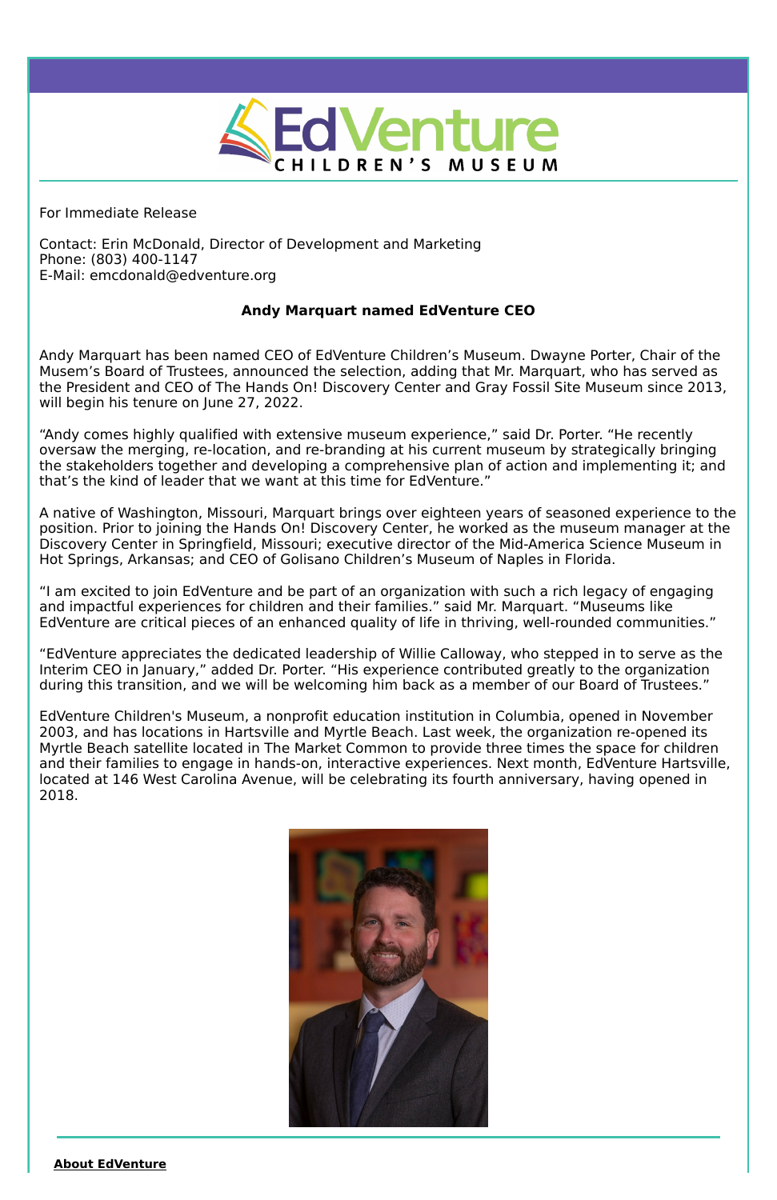For Immediate Release

Contact: Erin McDonald, Director of Development and Marketing
Phone: (803) 400-1147
E-Mail: emcdonald@edventure.org

**Andy Marquart named EdVenture CEO**

Andy Marquart has been named CEO of EdVenture Children's Museum. Dwayne Porter, Chair of the Musem's Board of Trustees, announced the selection, adding that Mr. Marquart, who has served as the President and CEO of The Hands On! Discovery Center and Gray Fossil Site Museum since 2013, will begin his tenure on June 27, 2022.

"Andy comes highly qualified with extensive museum experience," said Dr. Porter. "He recently oversaw the merging, re-location, and re-branding at his current museum by strategically bringing the stakeholders together and developing a comprehensive plan of action and implementing it; and that's the kind of leader that we want at this time for EdVenture."

A native of Washington, Missouri, Marquart brings over eighteen years of seasoned experience to the position. Prior to joining the Hands On! Discovery Center, he worked as the museum manager at the Discovery Center in Springfield, Missouri; executive director of the Mid-America Science Museum in Hot Springs, Arkansas; and CEO of Golisano Children's Museum of Naples in Florida.

"I am excited to join EdVenture and be part of an organization with such a rich legacy of engaging and impactful experiences for children and their families." said Mr. Marquart. "Museums like EdVenture are critical pieces of an enhanced quality of life in thriving, well-rounded communities."

"EdVenture appreciates the dedicated leadership of Willie Calloway, who stepped in to serve as the Interim CEO in January," added Dr. Porter. "His experience contributed greatly to the organization during this transition, and we will be welcoming him back as a member of our Board of Trustees."

EdVenture Children's Museum, a nonprofit education institution in Columbia, opened in November 2003, and has locations in Hartsville and Myrtle Beach. Last week, the organization re-opened its Myrtle Beach satellite located in The Market Common to provide three times the space for children and their families to engage in hands-on, interactive experiences. Next month, EdVenture Hartsville, located at 146 West Carolina Avenue, will be celebrating its fourth anniversary, having opened in 2018.

**About EdVenture**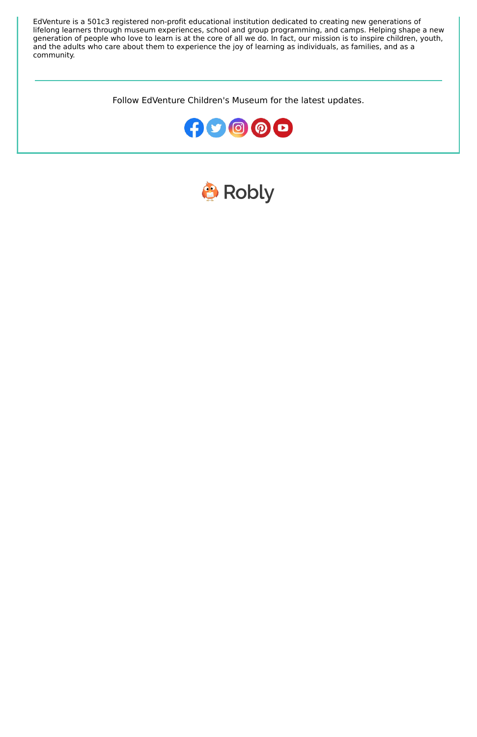EdVenture is a 501c3 registered non-profit educational institution dedicated to creating new generations of lifelong learners through museum experiences, school and group programming, and camps. Helping shape a new generation of people who love to learn is at the core of all we do. In fact, our mission is to inspire children, youth, and the adults who care about them to experience the joy of learning as individuals, as families, and as a community.

---

Follow EdVenture Children's Museum for the latest updates.

Robly